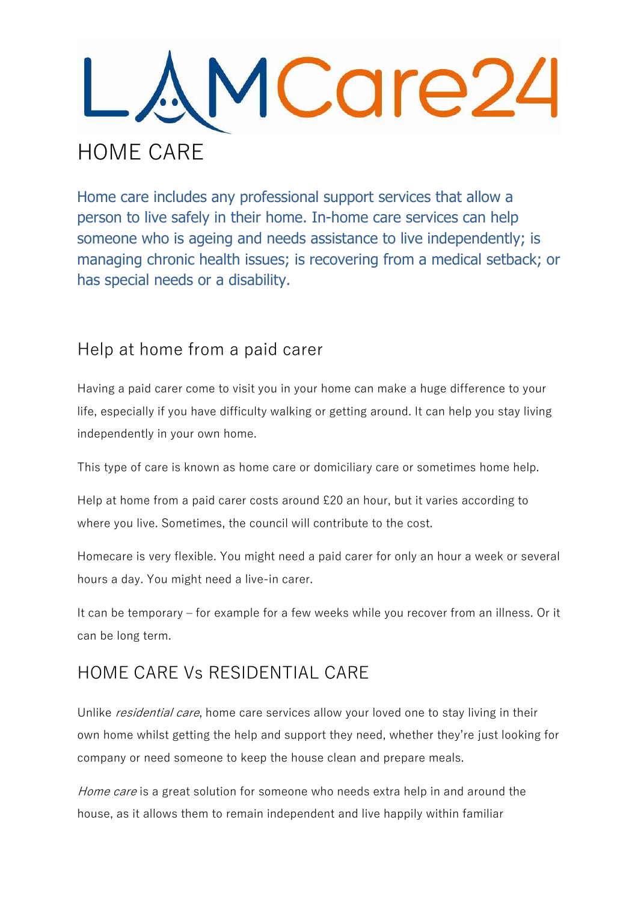# LAMCare24

# HOME CARE

Home care includes any professional support services that allow a person to live safely in their home. In-home care services can help someone who is ageing and needs assistance to live independently; is managing chronic health issues; is recovering from a medical setback; or has special needs or a disability.

## Help at home from a paid carer

Having a paid carer come to visit you in your home can make a huge difference to your life, especially if you have difficulty walking or getting around. It can help you stay living independently in your own home.

This type of care is known as home care or domiciliary care or sometimes home help.

Help at home from a paid carer costs around £20 an hour, but it varies according to where you live. Sometimes, the council will contribute to the cost.

Homecare is very flexible. You might need a paid carer for only an hour a week or several hours a day. You might need a live-in carer.

It can be temporary – for example for a few weeks while you recover from an illness. Or it can be long term.

## HOME CARE Vs RESIDENTIAL CARE

Unlike *residential care*, home care services allow your loved one to stay living in their own home whilst getting the help and support they need, whether they're just looking for company or need someone to keep the house clean and prepare meals.

*Home care* is a great solution for someone who needs extra help in and around the house, as it allows them to remain independent and live happily within familiar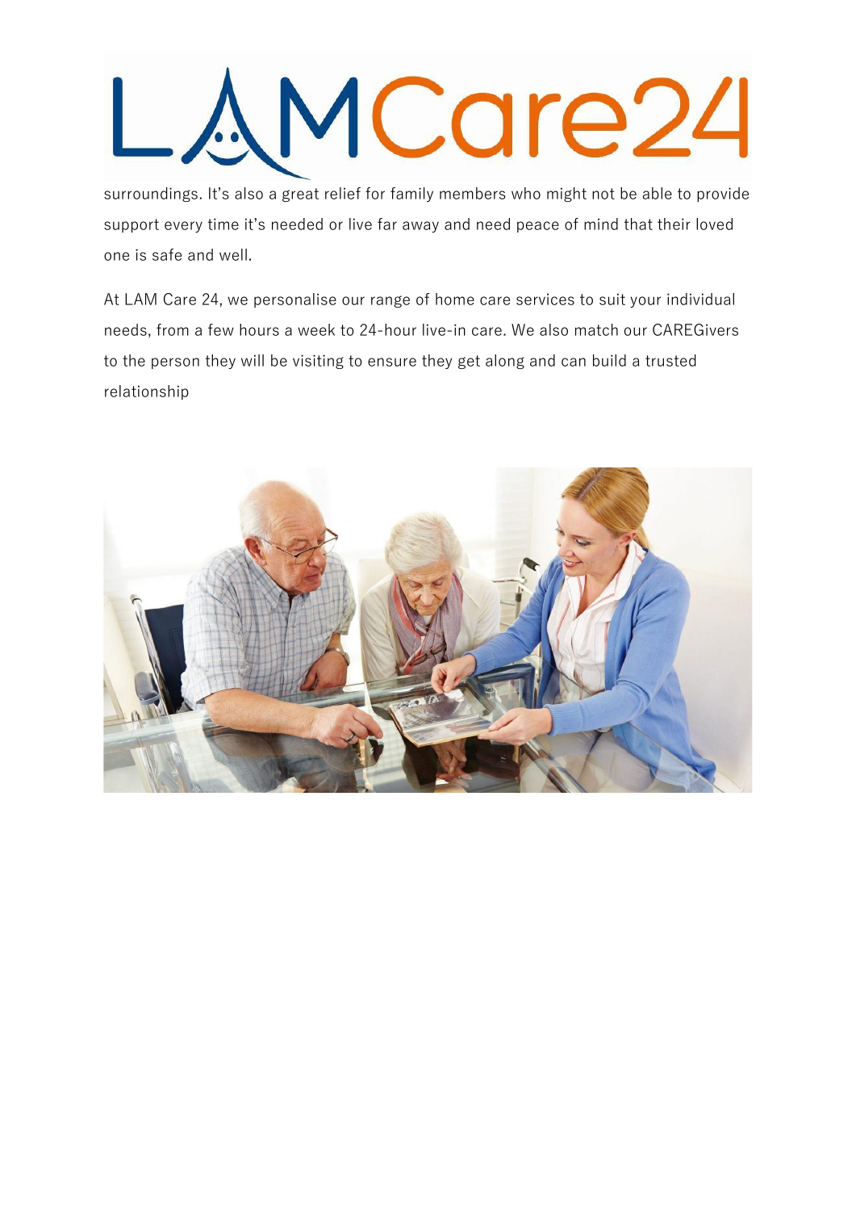surroundings. It's also a great relief for family members who might not be able to provide support every time it's needed or live far away and need peace of mind that their loved one is safe and well.

At LAM Care 24, we personalise our range of home care services to suit your individual needs, from a few hours a week to 24-hour live-in care. We also match our CAREGivers to the person they will be visiting to ensure they get along and can build a trusted relationship